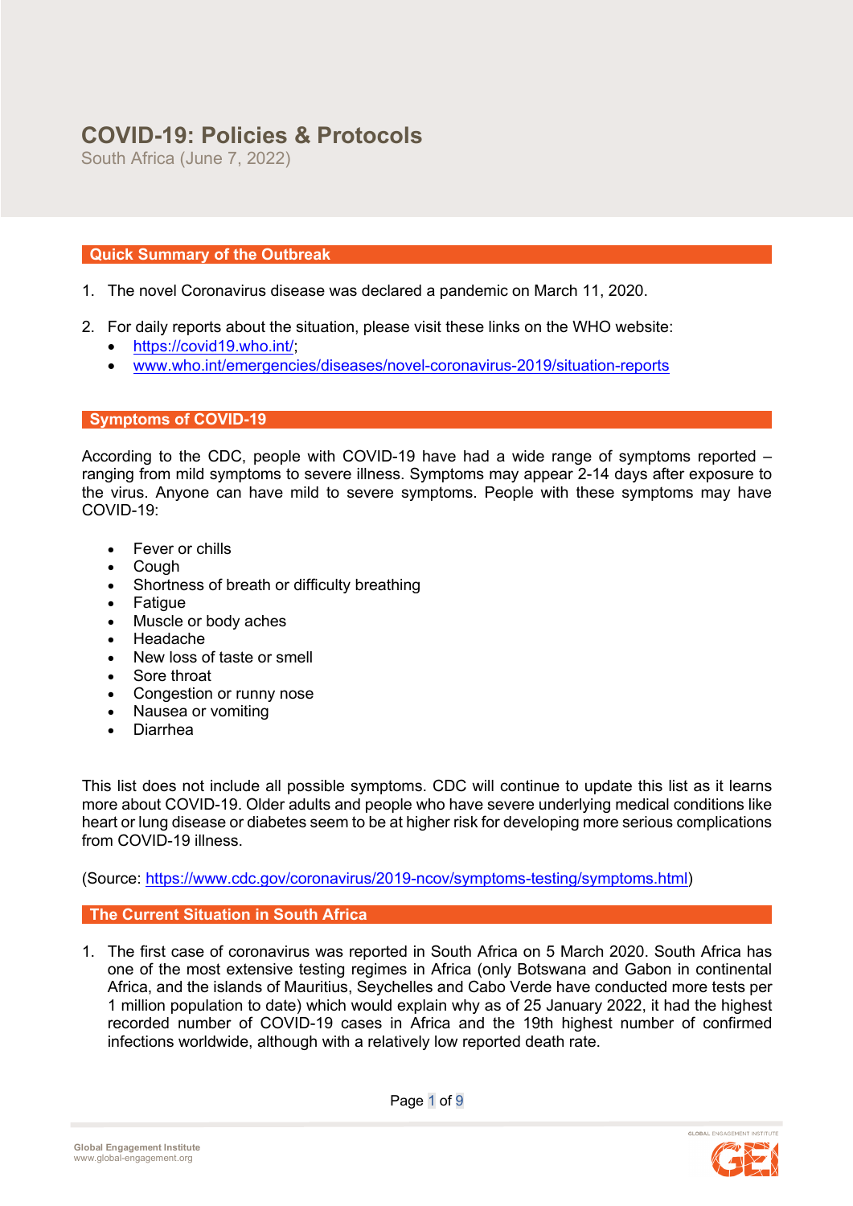# COVID-19: Policies & Protocols

South Africa (June 7, 2022)

## Quick Summary of the Outbreak

1. The novel Coronavirus disease was declared a pandemic on March 11, 2020.

2. For daily reports about the situation, please visit these links on the WHO website:
   - https://covid19.who.int/;
   - www.who.int/emergencies/diseases/novel-coronavirus-2019/situation-reports

## Symptoms of COVID-19

According to the CDC, people with COVID-19 have had a wide range of symptoms reported – ranging from mild symptoms to severe illness. Symptoms may appear 2-14 days after exposure to the virus. Anyone can have mild to severe symptoms. People with these symptoms may have COVID-19:

- Fever or chills
- Cough
- Shortness of breath or difficulty breathing
- Fatigue
- Muscle or body aches
- Headache
- New loss of taste or smell
- Sore throat
- Congestion or runny nose
- Nausea or vomiting
- Diarrhea

This list does not include all possible symptoms. CDC will continue to update this list as it learns more about COVID-19. Older adults and people who have severe underlying medical conditions like heart or lung disease or diabetes seem to be at higher risk for developing more serious complications from COVID-19 illness.

(Source: https://www.cdc.gov/coronavirus/2019-ncov/symptoms-testing/symptoms.html)

## The Current Situation in South Africa

1. The first case of coronavirus was reported in South Africa on 5 March 2020. South Africa has one of the most extensive testing regimes in Africa (only Botswana and Gabon in continental Africa, and the islands of Mauritius, Seychelles and Cabo Verde have conducted more tests per 1 million population to date) which would explain why as of 25 January 2022, it had the highest recorded number of COVID-19 cases in Africa and the 19th highest number of confirmed infections worldwide, although with a relatively low reported death rate.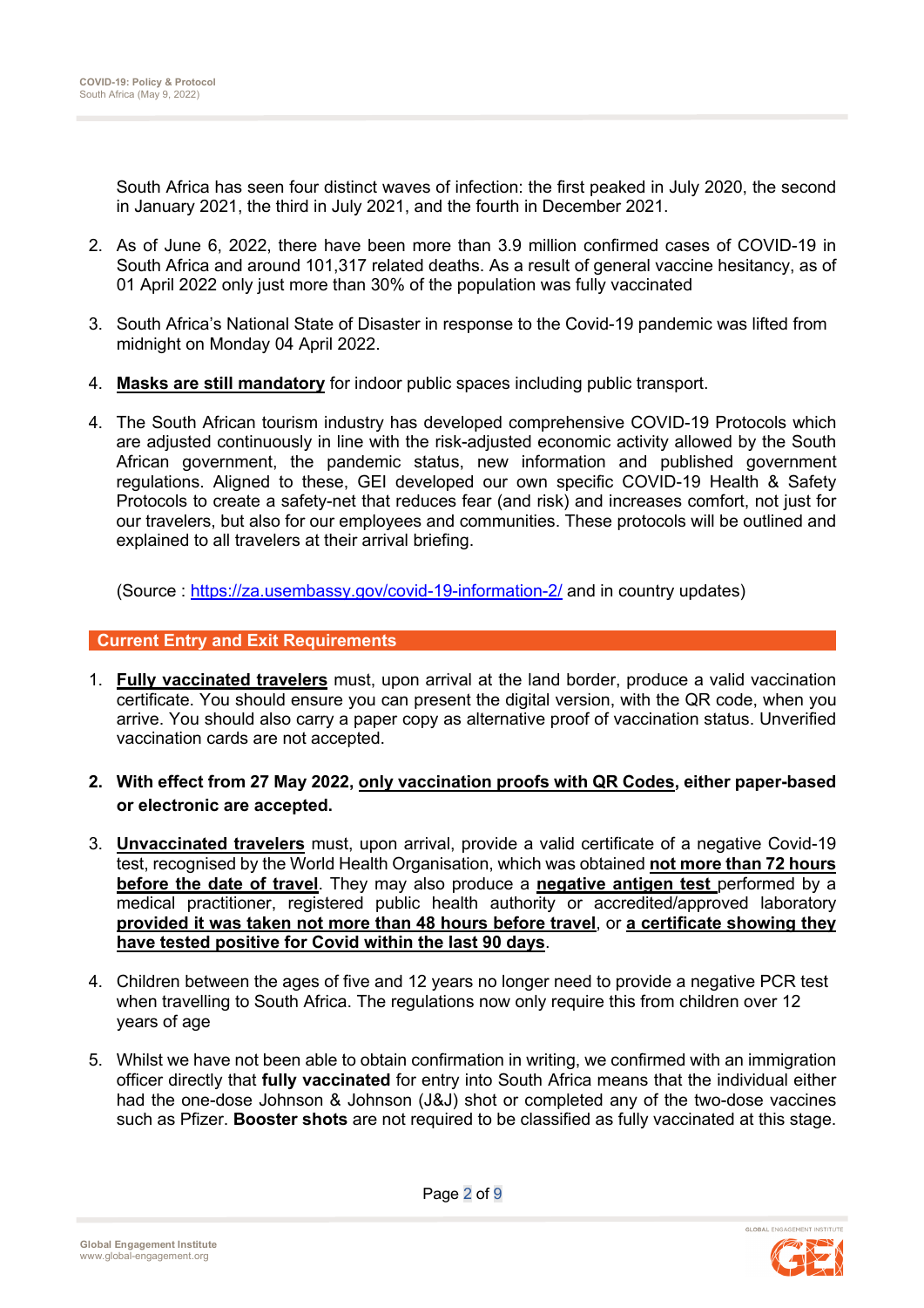South Africa has seen four distinct waves of infection: the first peaked in July 2020, the second in January 2021, the third in July 2021, and the fourth in December 2021.

2. As of June 6, 2022, there have been more than 3.9 million confirmed cases of COVID-19 in South Africa and around 101,317 related deaths. As a result of general vaccine hesitancy, as of 01 April 2022 only just more than 30% of the population was fully vaccinated

3. South Africa's National State of Disaster in response to the Covid-19 pandemic was lifted from midnight on Monday 04 April 2022.

4. **Masks are still mandatory** for indoor public spaces including public transport.

4. The South African tourism industry has developed comprehensive COVID-19 Protocols which are adjusted continuously in line with the risk-adjusted economic activity allowed by the South African government, the pandemic status, new information and published government regulations. Aligned to these, GEI developed our own specific COVID-19 Health & Safety Protocols to create a safety-net that reduces fear (and risk) and increases comfort, not just for our travelers, but also for our employees and communities. These protocols will be outlined and explained to all travelers at their arrival briefing.

(Source : https://za.usembassy.gov/covid-19-information-2/ and in country updates)

## Current Entry and Exit Requirements

1. **Fully vaccinated travelers** must, upon arrival at the land border, produce a valid vaccination certificate. You should ensure you can present the digital version, with the QR code, when you arrive. You should also carry a paper copy as alternative proof of vaccination status. Unverified vaccination cards are not accepted.

2. **With effect from 27 May 2022, only vaccination proofs with QR Codes, either paper-based or electronic are accepted.**

3. **Unvaccinated travelers** must, upon arrival, provide a valid certificate of a negative Covid-19 test, recognised by the World Health Organisation, which was obtained **not more than 72 hours before the date of travel**. They may also produce a **negative antigen test** performed by a medical practitioner, registered public health authority or accredited/approved laboratory **provided it was taken not more than 48 hours before travel**, or **a certificate showing they have tested positive for Covid within the last 90 days**.

4. Children between the ages of five and 12 years no longer need to provide a negative PCR test when travelling to South Africa. The regulations now only require this from children over 12 years of age

5. Whilst we have not been able to obtain confirmation in writing, we confirmed with an immigration officer directly that **fully vaccinated** for entry into South Africa means that the individual either had the one-dose Johnson & Johnson (J&J) shot or completed any of the two-dose vaccines such as Pfizer. **Booster shots** are not required to be classified as fully vaccinated at this stage.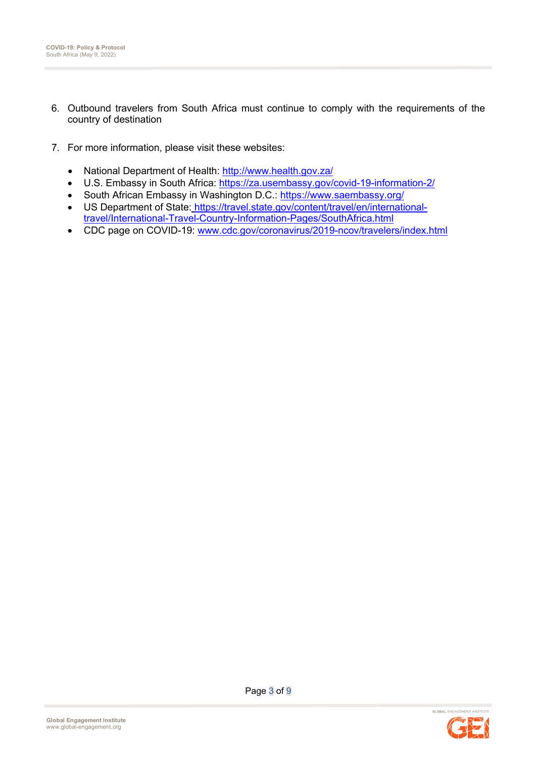6. Outbound travelers from South Africa must continue to comply with the requirements of the country of destination

7. For more information, please visit these websites:

   - National Department of Health: http://www.health.gov.za/
   - U.S. Embassy in South Africa: https://za.usembassy.gov/covid-19-information-2/
   - South African Embassy in Washington D.C.: https://www.saembassy.org/
   - US Department of State: https://travel.state.gov/content/travel/en/international-travel/International-Travel-Country-Information-Pages/SouthAfrica.html
   - CDC page on COVID-19: www.cdc.gov/coronavirus/2019-ncov/travelers/index.html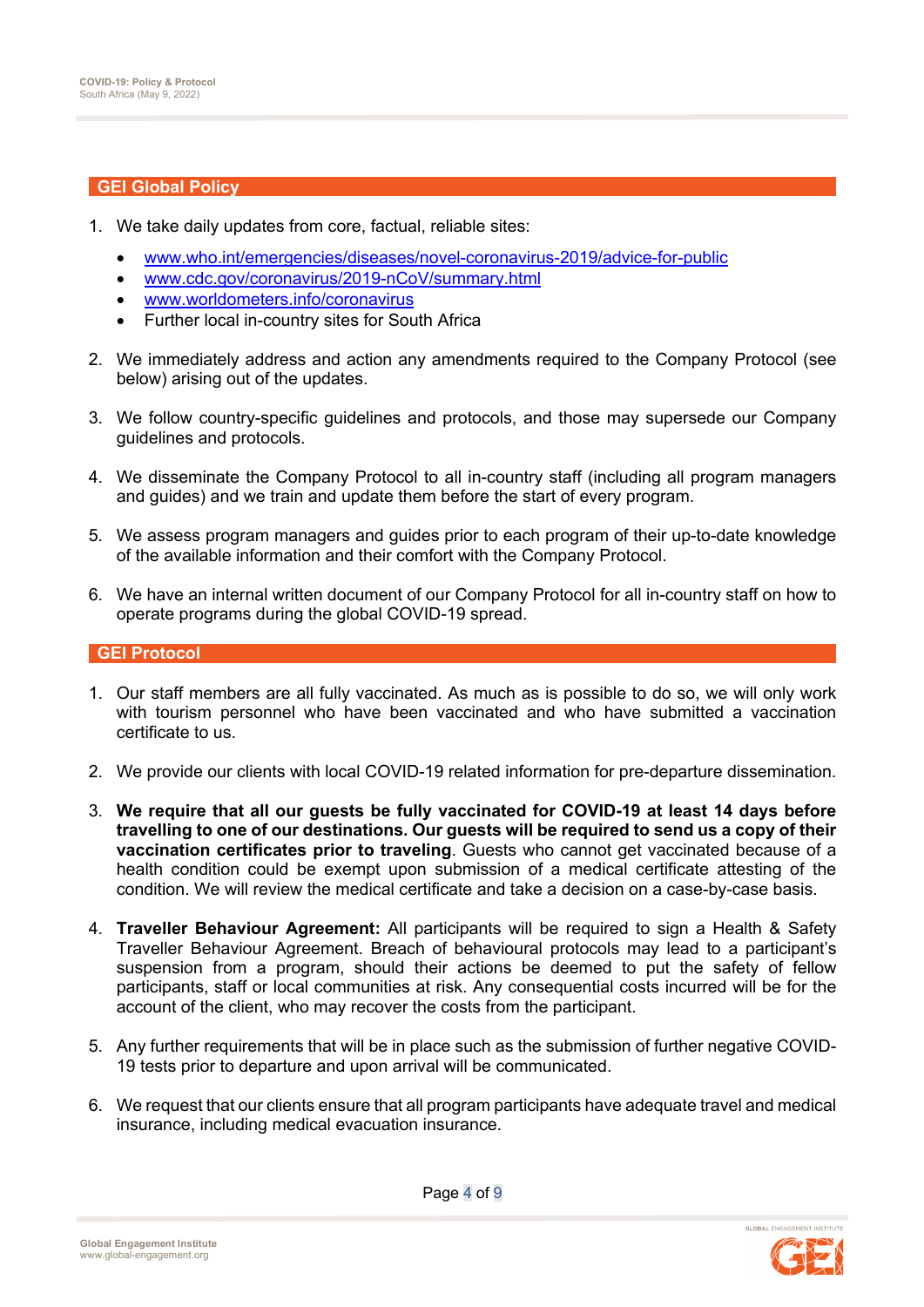## GEI Global Policy

1. We take daily updates from core, factual, reliable sites:
   - www.who.int/emergencies/diseases/novel-coronavirus-2019/advice-for-public
   - www.cdc.gov/coronavirus/2019-nCoV/summary.html
   - www.worldometers.info/coronavirus
   - Further local in-country sites for South Africa

2. We immediately address and action any amendments required to the Company Protocol (see below) arising out of the updates.

3. We follow country-specific guidelines and protocols, and those may supersede our Company guidelines and protocols.

4. We disseminate the Company Protocol to all in-country staff (including all program managers and guides) and we train and update them before the start of every program.

5. We assess program managers and guides prior to each program of their up-to-date knowledge of the available information and their comfort with the Company Protocol.

6. We have an internal written document of our Company Protocol for all in-country staff on how to operate programs during the global COVID-19 spread.

## GEI Protocol

1. Our staff members are all fully vaccinated. As much as is possible to do so, we will only work with tourism personnel who have been vaccinated and who have submitted a vaccination certificate to us.

2. We provide our clients with local COVID-19 related information for pre-departure dissemination.

3. **We require that all our guests be fully vaccinated for COVID-19 at least 14 days before travelling to one of our destinations. Our guests will be required to send us a copy of their vaccination certificates prior to traveling**. Guests who cannot get vaccinated because of a health condition could be exempt upon submission of a medical certificate attesting of the condition. We will review the medical certificate and take a decision on a case-by-case basis.

4. **Traveller Behaviour Agreement:** All participants will be required to sign a Health & Safety Traveller Behaviour Agreement. Breach of behavioural protocols may lead to a participant's suspension from a program, should their actions be deemed to put the safety of fellow participants, staff or local communities at risk. Any consequential costs incurred will be for the account of the client, who may recover the costs from the participant.

5. Any further requirements that will be in place such as the submission of further negative COVID-19 tests prior to departure and upon arrival will be communicated.

6. We request that our clients ensure that all program participants have adequate travel and medical insurance, including medical evacuation insurance.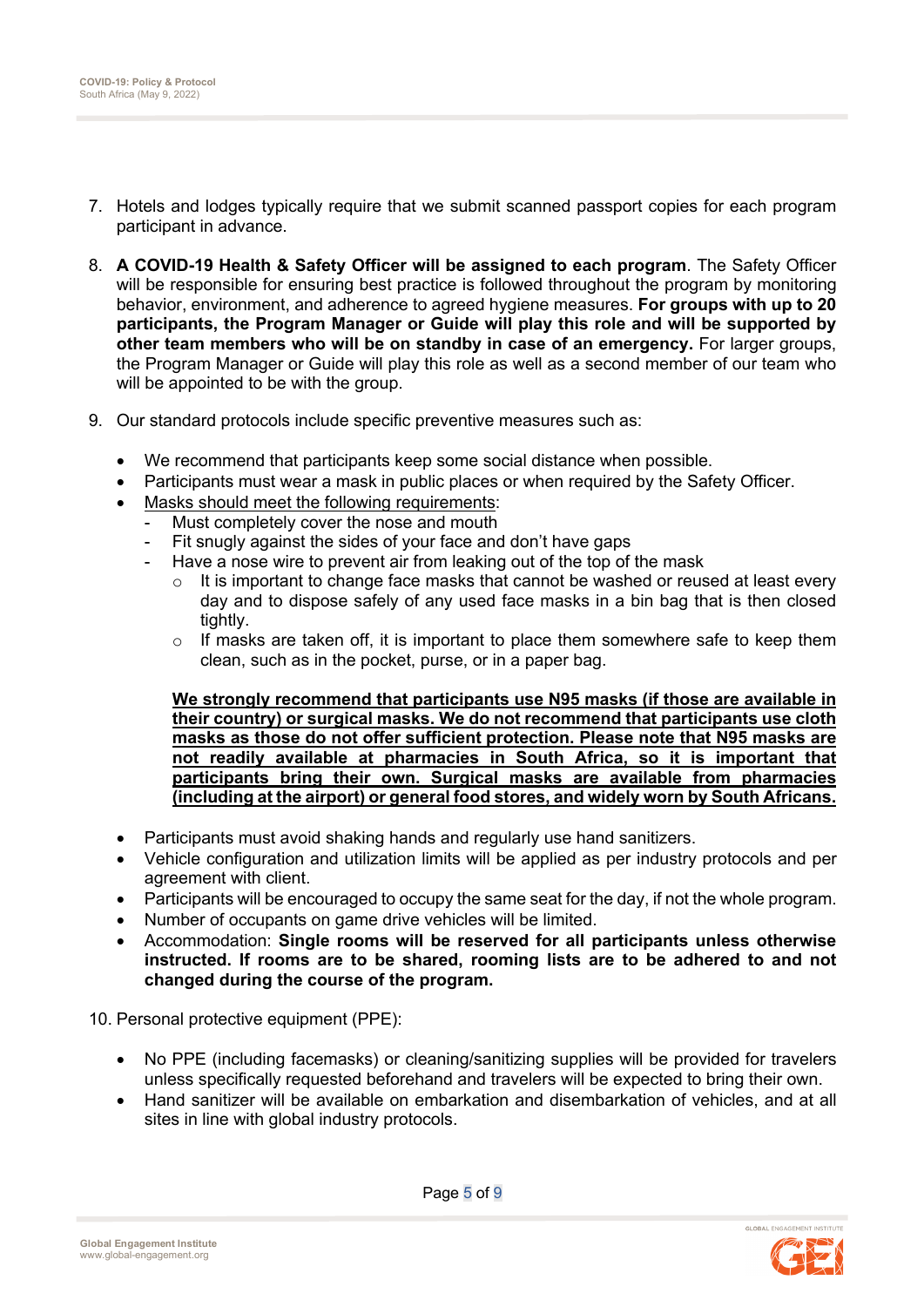7. Hotels and lodges typically require that we submit scanned passport copies for each program participant in advance.

8. **A COVID-19 Health & Safety Officer will be assigned to each program**. The Safety Officer will be responsible for ensuring best practice is followed throughout the program by monitoring behavior, environment, and adherence to agreed hygiene measures. **For groups with up to 20 participants, the Program Manager or Guide will play this role and will be supported by other team members who will be on standby in case of an emergency.** For larger groups, the Program Manager or Guide will play this role as well as a second member of our team who will be appointed to be with the group.

9. Our standard protocols include specific preventive measures such as:

   - We recommend that participants keep some social distance when possible.
   - Participants must wear a mask in public places or when required by the Safety Officer.
   - <u>Masks should meet the following requirements</u>:
     - Must completely cover the nose and mouth
     - Fit snugly against the sides of your face and don't have gaps
     - Have a nose wire to prevent air from leaking out of the top of the mask
       - It is important to change face masks that cannot be washed or reused at least every day and to dispose safely of any used face masks in a bin bag that is then closed tightly.
       - If masks are taken off, it is important to place them somewhere safe to keep them clean, such as in the pocket, purse, or in a paper bag.

     **<u>We strongly recommend that participants use N95 masks (if those are available in their country) or surgical masks. We do not recommend that participants use cloth masks as those do not offer sufficient protection. Please note that N95 masks are not readily available at pharmacies in South Africa, so it is important that participants bring their own. Surgical masks are available from pharmacies (including at the airport) or general food stores, and widely worn by South Africans.</u>**

   - Participants must avoid shaking hands and regularly use hand sanitizers.
   - Vehicle configuration and utilization limits will be applied as per industry protocols and per agreement with client.
   - Participants will be encouraged to occupy the same seat for the day, if not the whole program.
   - Number of occupants on game drive vehicles will be limited.
   - Accommodation: **Single rooms will be reserved for all participants unless otherwise instructed. If rooms are to be shared, rooming lists are to be adhered to and not changed during the course of the program.**

10. Personal protective equipment (PPE):

    - No PPE (including facemasks) or cleaning/sanitizing supplies will be provided for travelers unless specifically requested beforehand and travelers will be expected to bring their own.
    - Hand sanitizer will be available on embarkation and disembarkation of vehicles, and at all sites in line with global industry protocols.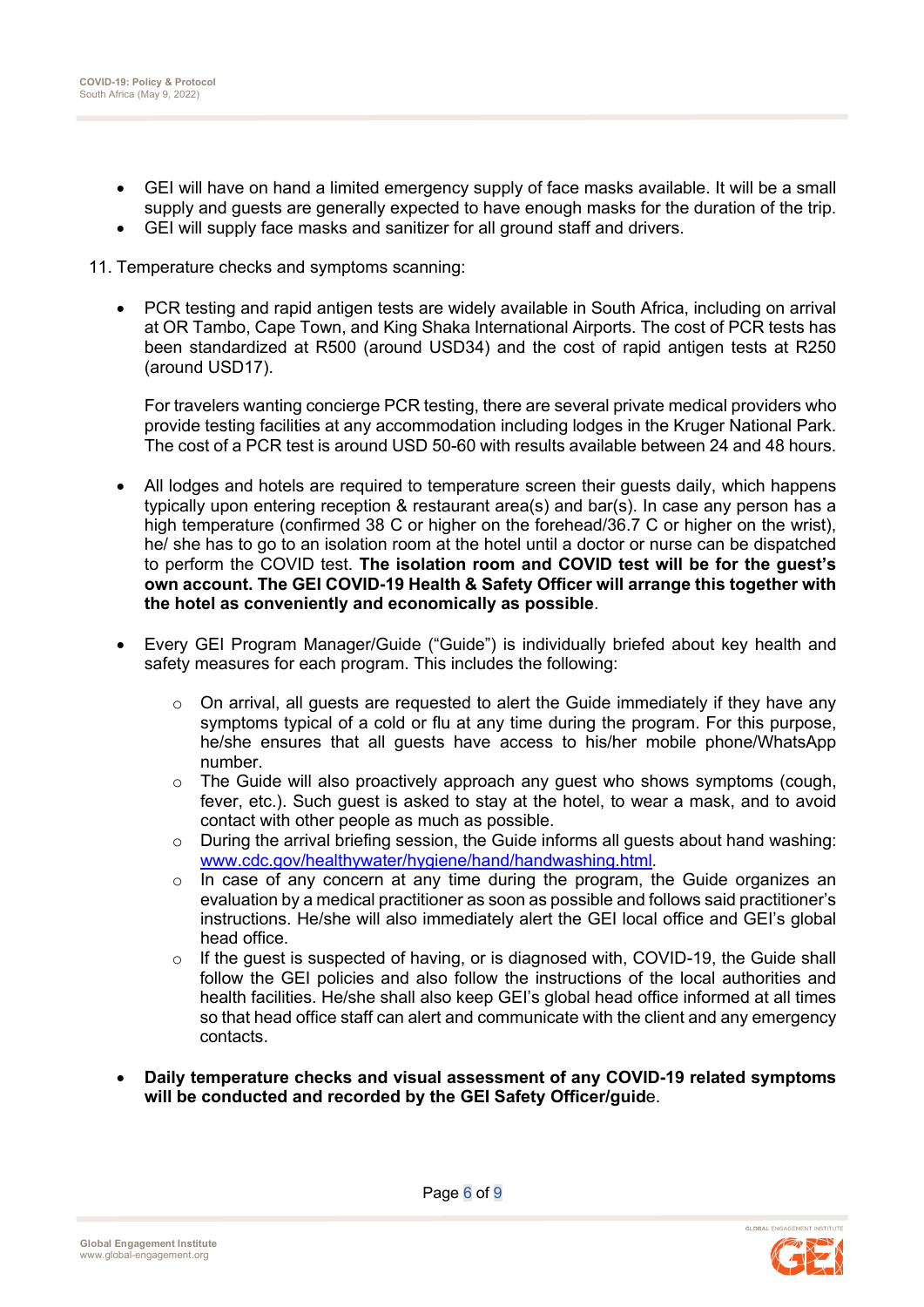- GEI will have on hand a limited emergency supply of face masks available. It will be a small supply and guests are generally expected to have enough masks for the duration of the trip.
- GEI will supply face masks and sanitizer for all ground staff and drivers.

11. Temperature checks and symptoms scanning:

- PCR testing and rapid antigen tests are widely available in South Africa, including on arrival at OR Tambo, Cape Town, and King Shaka International Airports. The cost of PCR tests has been standardized at R500 (around USD34) and the cost of rapid antigen tests at R250 (around USD17).

  For travelers wanting concierge PCR testing, there are several private medical providers who provide testing facilities at any accommodation including lodges in the Kruger National Park. The cost of a PCR test is around USD 50-60 with results available between 24 and 48 hours.

- All lodges and hotels are required to temperature screen their guests daily, which happens typically upon entering reception & restaurant area(s) and bar(s). In case any person has a high temperature (confirmed 38 C or higher on the forehead/36.7 C or higher on the wrist), he/ she has to go to an isolation room at the hotel until a doctor or nurse can be dispatched to perform the COVID test. **The isolation room and COVID test will be for the guest's own account. The GEI COVID-19 Health & Safety Officer will arrange this together with the hotel as conveniently and economically as possible**.

- Every GEI Program Manager/Guide ("Guide") is individually briefed about key health and safety measures for each program. This includes the following:

  - On arrival, all guests are requested to alert the Guide immediately if they have any symptoms typical of a cold or flu at any time during the program. For this purpose, he/she ensures that all guests have access to his/her mobile phone/WhatsApp number.
  - The Guide will also proactively approach any guest who shows symptoms (cough, fever, etc.). Such guest is asked to stay at the hotel, to wear a mask, and to avoid contact with other people as much as possible.
  - During the arrival briefing session, the Guide informs all guests about hand washing: www.cdc.gov/healthywater/hygiene/hand/handwashing.html.
  - In case of any concern at any time during the program, the Guide organizes an evaluation by a medical practitioner as soon as possible and follows said practitioner's instructions. He/she will also immediately alert the GEI local office and GEI's global head office.
  - If the guest is suspected of having, or is diagnosed with, COVID-19, the Guide shall follow the GEI policies and also follow the instructions of the local authorities and health facilities. He/she shall also keep GEI's global head office informed at all times so that head office staff can alert and communicate with the client and any emergency contacts.

- **Daily temperature checks and visual assessment of any COVID-19 related symptoms will be conducted and recorded by the GEI Safety Officer/guid**e.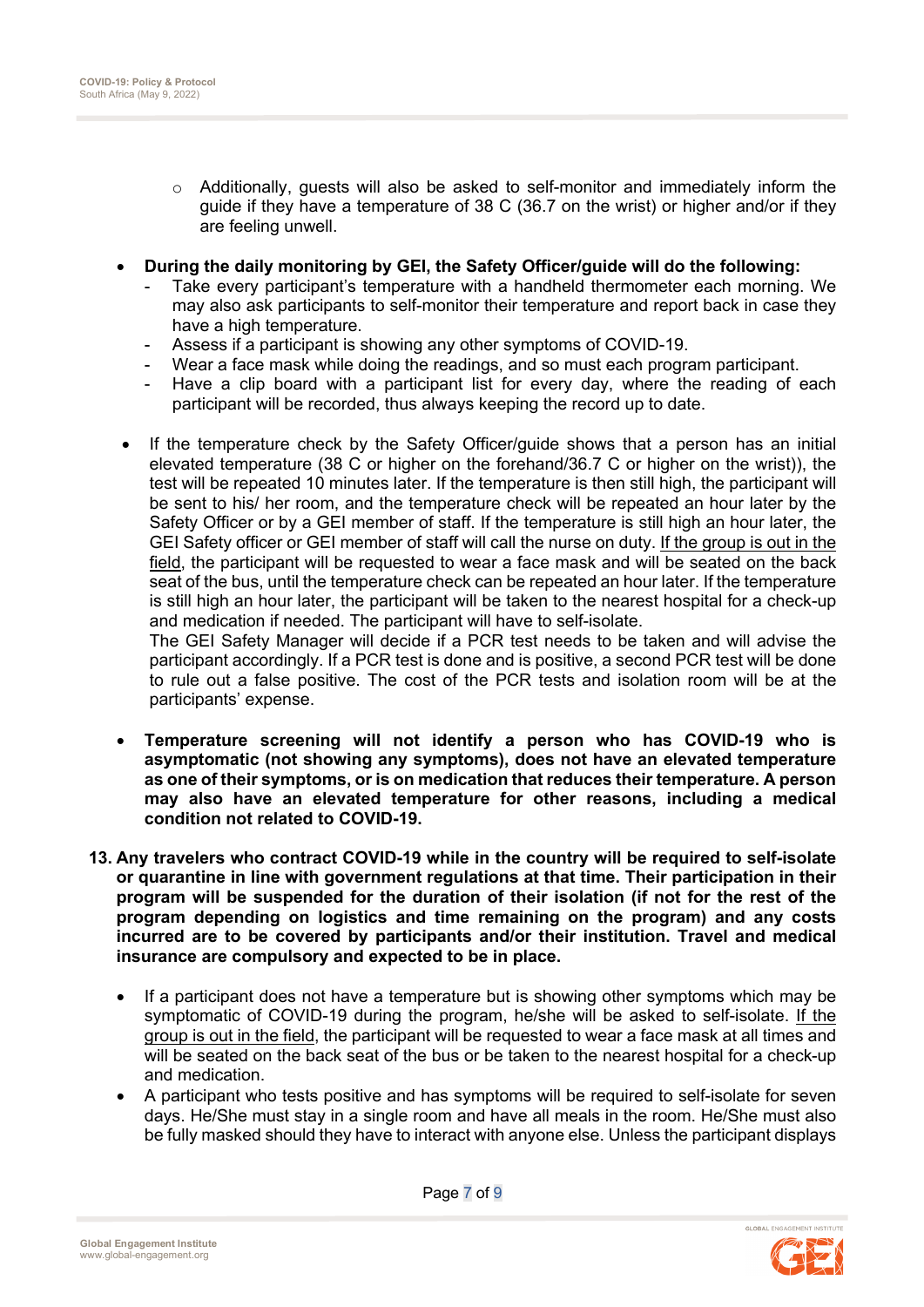- Additionally, guests will also be asked to self-monitor and immediately inform the guide if they have a temperature of 38 C (36.7 on the wrist) or higher and/or if they are feeling unwell.

- **During the daily monitoring by GEI, the Safety Officer/guide will do the following:**
    - Take every participant's temperature with a handheld thermometer each morning. We may also ask participants to self-monitor their temperature and report back in case they have a high temperature.
    - Assess if a participant is showing any other symptoms of COVID-19.
    - Wear a face mask while doing the readings, and so must each program participant.
    - Have a clip board with a participant list for every day, where the reading of each participant will be recorded, thus always keeping the record up to date.

- If the temperature check by the Safety Officer/guide shows that a person has an initial elevated temperature (38 C or higher on the forehand/36.7 C or higher on the wrist)), the test will be repeated 10 minutes later. If the temperature is then still high, the participant will be sent to his/ her room, and the temperature check will be repeated an hour later by the Safety Officer or by a GEI member of staff. If the temperature is still high an hour later, the GEI Safety officer or GEI member of staff will call the nurse on duty. <u>If the group is out in the field</u>, the participant will be requested to wear a face mask and will be seated on the back seat of the bus, until the temperature check can be repeated an hour later. If the temperature is still high an hour later, the participant will be taken to the nearest hospital for a check-up and medication if needed. The participant will have to self-isolate.
  The GEI Safety Manager will decide if a PCR test needs to be taken and will advise the participant accordingly. If a PCR test is done and is positive, a second PCR test will be done to rule out a false positive. The cost of the PCR tests and isolation room will be at the participants' expense.

- **Temperature screening will not identify a person who has COVID-19 who is asymptomatic (not showing any symptoms), does not have an elevated temperature as one of their symptoms, or is on medication that reduces their temperature. A person may also have an elevated temperature for other reasons, including a medical condition not related to COVID-19.**

13. **Any travelers who contract COVID-19 while in the country will be required to self-isolate or quarantine in line with government regulations at that time. Their participation in their program will be suspended for the duration of their isolation (if not for the rest of the program depending on logistics and time remaining on the program) and any costs incurred are to be covered by participants and/or their institution. Travel and medical insurance are compulsory and expected to be in place.**

    - If a participant does not have a temperature but is showing other symptoms which may be symptomatic of COVID-19 during the program, he/she will be asked to self-isolate. <u>If the group is out in the field</u>, the participant will be requested to wear a face mask at all times and will be seated on the back seat of the bus or be taken to the nearest hospital for a check-up and medication.
    - A participant who tests positive and has symptoms will be required to self-isolate for seven days. He/She must stay in a single room and have all meals in the room. He/She must also be fully masked should they have to interact with anyone else. Unless the participant displays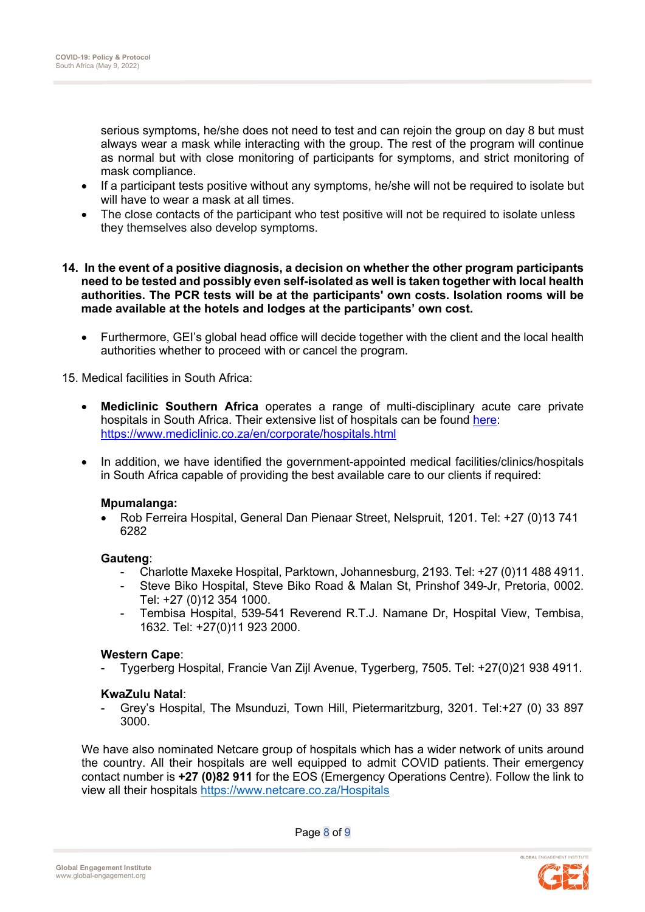serious symptoms, he/she does not need to test and can rejoin the group on day 8 but must always wear a mask while interacting with the group. The rest of the program will continue as normal but with close monitoring of participants for symptoms, and strict monitoring of mask compliance.

- If a participant tests positive without any symptoms, he/she will not be required to isolate but will have to wear a mask at all times.
- The close contacts of the participant who test positive will not be required to isolate unless they themselves also develop symptoms.

**14. In the event of a positive diagnosis, a decision on whether the other program participants need to be tested and possibly even self-isolated as well is taken together with local health authorities. The PCR tests will be at the participants' own costs. Isolation rooms will be made available at the hotels and lodges at the participants' own cost.**

- Furthermore, GEI's global head office will decide together with the client and the local health authorities whether to proceed with or cancel the program.

15. Medical facilities in South Africa:

- **Mediclinic Southern Africa** operates a range of multi-disciplinary acute care private hospitals in South Africa. Their extensive list of hospitals can be found [here](https://www.mediclinic.co.za/en/corporate/hospitals.html): https://www.mediclinic.co.za/en/corporate/hospitals.html

- In addition, we have identified the government-appointed medical facilities/clinics/hospitals in South Africa capable of providing the best available care to our clients if required:

**Mpumalanga:**

- Rob Ferreira Hospital, General Dan Pienaar Street, Nelspruit, 1201. Tel: +27 (0)13 741 6282

**Gauteng**:

- Charlotte Maxeke Hospital, Parktown, Johannesburg, 2193. Tel: +27 (0)11 488 4911.
- Steve Biko Hospital, Steve Biko Road & Malan St, Prinshof 349-Jr, Pretoria, 0002. Tel: +27 (0)12 354 1000.
- Tembisa Hospital, 539-541 Reverend R.T.J. Namane Dr, Hospital View, Tembisa, 1632. Tel: +27(0)11 923 2000.

**Western Cape**:

- Tygerberg Hospital, Francie Van Zijl Avenue, Tygerberg, 7505. Tel: +27(0)21 938 4911.

**KwaZulu Natal**:

- Grey's Hospital, The Msunduzi, Town Hill, Pietermaritzburg, 3201. Tel:+27 (0) 33 897 3000.

We have also nominated Netcare group of hospitals which has a wider network of units around the country. All their hospitals are well equipped to admit COVID patients. Their emergency contact number is **+27 (0)82 911** for the EOS (Emergency Operations Centre). Follow the link to view all their hospitals https://www.netcare.co.za/Hospitals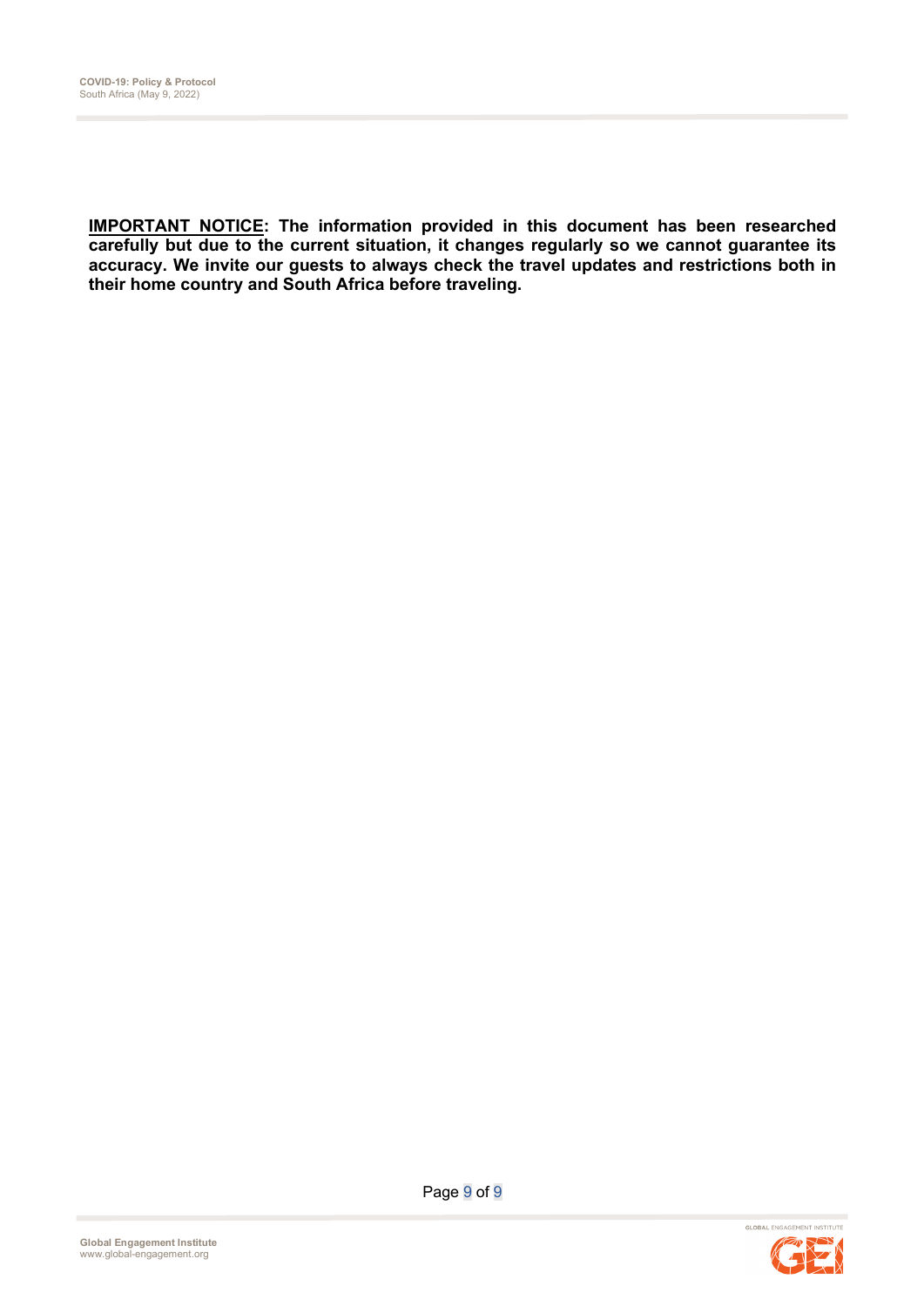**IMPORTANT NOTICE: The information provided in this document has been researched carefully but due to the current situation, it changes regularly so we cannot guarantee its accuracy. We invite our guests to always check the travel updates and restrictions both in their home country and South Africa before traveling.**